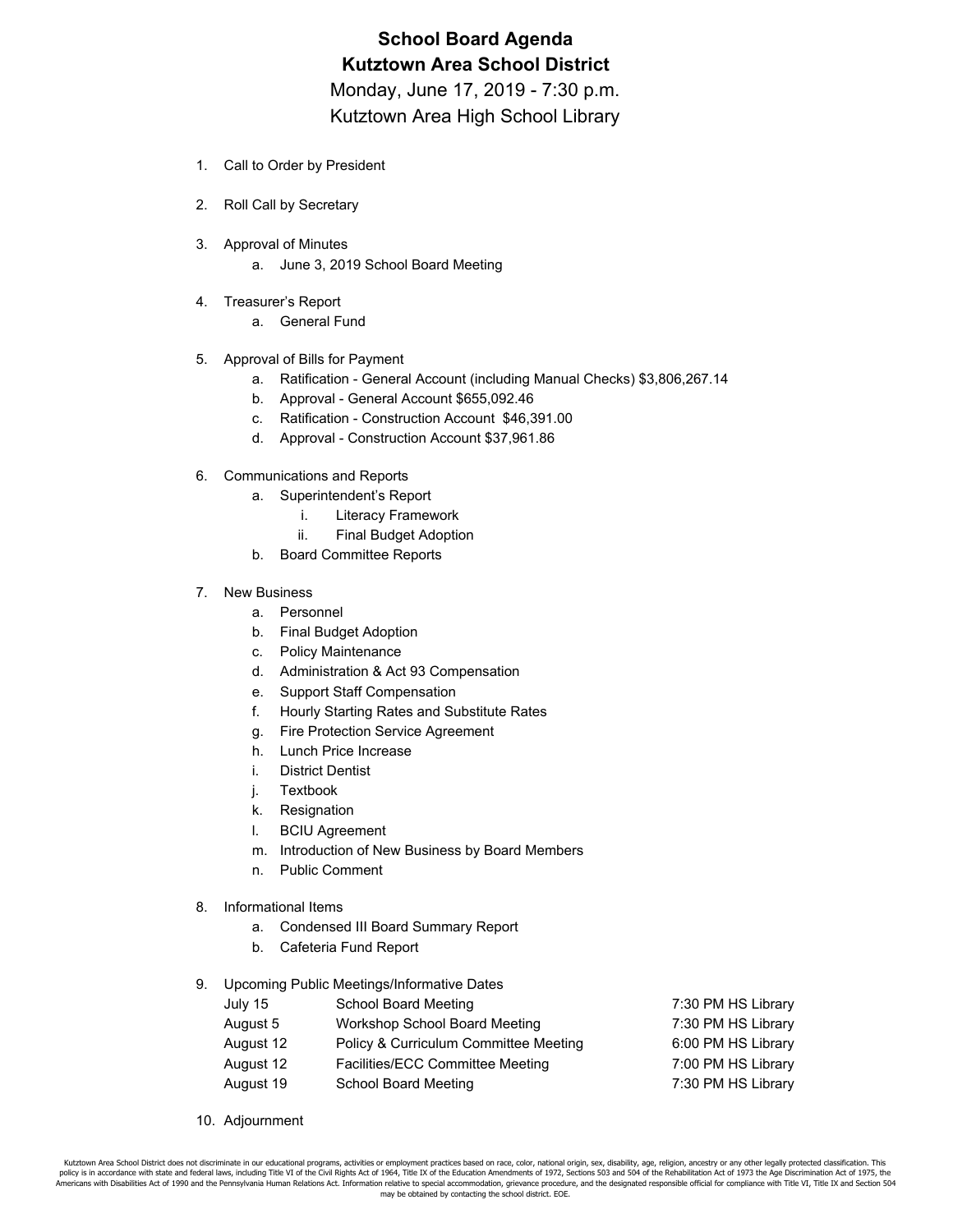# School Board Agenda

## Kutztown Area School District

Monday, June 17, 2019 - 7:30 p.m.

Kutztown Area High School Library

1. Call to Order by President
2. Roll Call by Secretary
3. Approval of Minutes
    a. June 3, 2019 School Board Meeting
4. Treasurer's Report
    a. General Fund
5. Approval of Bills for Payment
    a. Ratification - General Account (including Manual Checks) $3,806,267.14
    b. Approval - General Account $655,092.46
    c. Ratification - Construction Account $46,391.00
    d. Approval - Construction Account $37,961.86
6. Communications and Reports
    a. Superintendent's Report
        i. Literacy Framework
        ii. Final Budget Adoption
    b. Board Committee Reports
7. New Business
    a. Personnel
    b. Final Budget Adoption
    c. Policy Maintenance
    d. Administration & Act 93 Compensation
    e. Support Staff Compensation
    f. Hourly Starting Rates and Substitute Rates
    g. Fire Protection Service Agreement
    h. Lunch Price Increase
    i. District Dentist
    j. Textbook
    k. Resignation
    l. BCIU Agreement
    m. Introduction of New Business by Board Members
    n. Public Comment
8. Informational Items
    a. Condensed III Board Summary Report
    b. Cafeteria Fund Report
9. Upcoming Public Meetings/Informative Dates

| | | |
|---|---|---|
| July 15 | School Board Meeting | 7:30 PM HS Library |
| August 5 | Workshop School Board Meeting | 7:30 PM HS Library |
| August 12 | Policy & Curriculum Committee Meeting | 6:00 PM HS Library |
| August 12 | Facilities/ECC Committee Meeting | 7:00 PM HS Library |
| August 19 | School Board Meeting | 7:30 PM HS Library |

10. Adjournment

Kutztown Area School District does not discriminate in our educational programs, activities or employment practices based on race, color, national origin, sex, disability, age, religion, ancestry or any other legally protected classification. This policy is in accordance with state and federal laws, including Title VI of the Civil Rights Act of 1964, Title IX of the Education Amendments of 1972, Sections 503 and 504 of the Rehabilitation Act of 1973 the Age Discrimination Act of 1975, the Americans with Disabilities Act of 1990 and the Pennsylvania Human Relations Act. Information relative to special accommodation, grievance procedure, and the designated responsible official for compliance with Title VI, Title IX and Section 504 may be obtained by contacting the school district. EOE.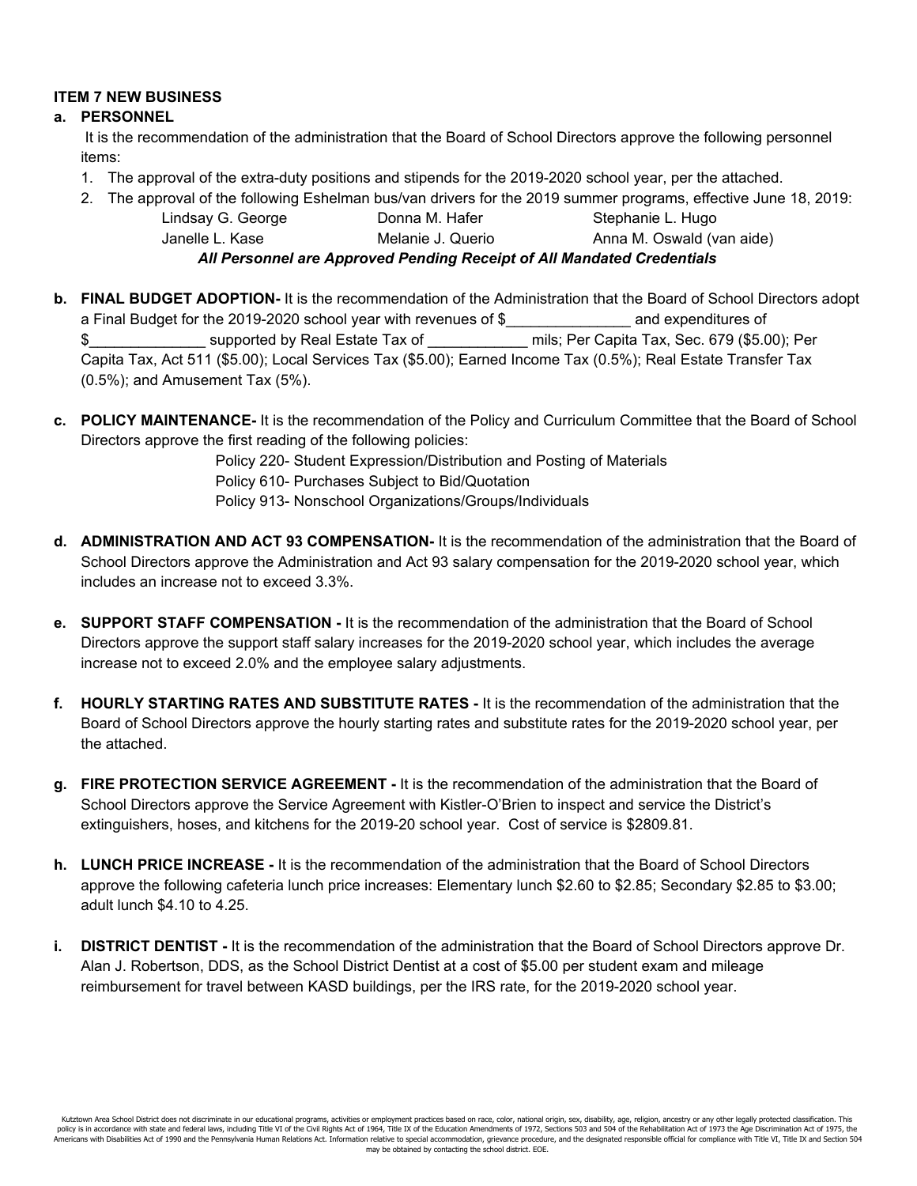**ITEM 7 NEW BUSINESS**

**a. PERSONNEL**

It is the recommendation of the administration that the Board of School Directors approve the following personnel items:

1. The approval of the extra-duty positions and stipends for the 2019-2020 school year, per the attached.
2. The approval of the following Eshelman bus/van drivers for the 2019 summer programs, effective June 18, 2019:

| | | |
|---|---|---|
| Lindsay G. George | Donna M. Hafer | Stephanie L. Hugo |
| Janelle L. Kase | Melanie J. Querio | Anna M. Oswald (van aide) |

***All Personnel are Approved Pending Receipt of All Mandated Credentials***

**b. FINAL BUDGET ADOPTION-** It is the recommendation of the Administration that the Board of School Directors adopt a Final Budget for the 2019-2020 school year with revenues of $_______________ and expenditures of $______________ supported by Real Estate Tax of ____________ mils; Per Capita Tax, Sec. 679 ($5.00); Per Capita Tax, Act 511 ($5.00); Local Services Tax ($5.00); Earned Income Tax (0.5%); Real Estate Transfer Tax (0.5%); and Amusement Tax (5%).

**c. POLICY MAINTENANCE-** It is the recommendation of the Policy and Curriculum Committee that the Board of School Directors approve the first reading of the following policies:

Policy 220- Student Expression/Distribution and Posting of Materials
Policy 610- Purchases Subject to Bid/Quotation
Policy 913- Nonschool Organizations/Groups/Individuals

**d. ADMINISTRATION AND ACT 93 COMPENSATION-** It is the recommendation of the administration that the Board of School Directors approve the Administration and Act 93 salary compensation for the 2019-2020 school year, which includes an increase not to exceed 3.3%.

**e. SUPPORT STAFF COMPENSATION -** It is the recommendation of the administration that the Board of School Directors approve the support staff salary increases for the 2019-2020 school year, which includes the average increase not to exceed 2.0% and the employee salary adjustments.

**f. HOURLY STARTING RATES AND SUBSTITUTE RATES -** It is the recommendation of the administration that the Board of School Directors approve the hourly starting rates and substitute rates for the 2019-2020 school year, per the attached.

**g. FIRE PROTECTION SERVICE AGREEMENT -** It is the recommendation of the administration that the Board of School Directors approve the Service Agreement with Kistler-O'Brien to inspect and service the District's extinguishers, hoses, and kitchens for the 2019-20 school year. Cost of service is $2809.81.

**h. LUNCH PRICE INCREASE -** It is the recommendation of the administration that the Board of School Directors approve the following cafeteria lunch price increases: Elementary lunch $2.60 to $2.85; Secondary $2.85 to $3.00; adult lunch $4.10 to 4.25.

**i. DISTRICT DENTIST -** It is the recommendation of the administration that the Board of School Directors approve Dr. Alan J. Robertson, DDS, as the School District Dentist at a cost of $5.00 per student exam and mileage reimbursement for travel between KASD buildings, per the IRS rate, for the 2019-2020 school year.

Kutztown Area School District does not discriminate in our educational programs, activities or employment practices based on race, color, national origin, sex, disability, age, religion, ancestry or any other legally protected classification. This policy is in accordance with state and federal laws, including Title VI of the Civil Rights Act of 1964, Title IX of the Education Amendments of 1972, Sections 503 and 504 of the Rehabilitation Act of 1973 the Age Discrimination Act of 1975, the Americans with Disabilities Act of 1990 and the Pennsylvania Human Relations Act. Information relative to special accommodation, grievance procedure, and the designated responsible official for compliance with Title VI, Title IX and Section 504 may be obtained by contacting the school district. EOE.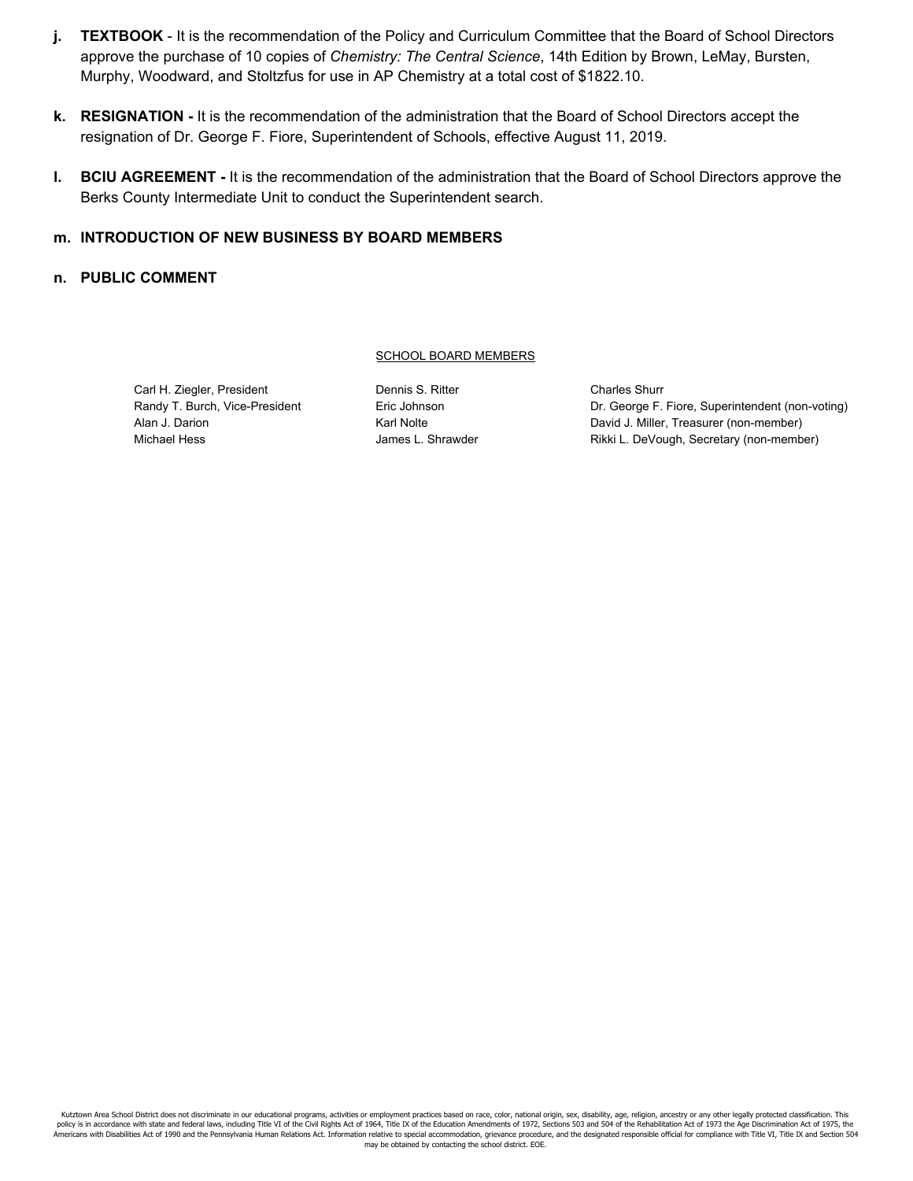j. **TEXTBOOK** - It is the recommendation of the Policy and Curriculum Committee that the Board of School Directors approve the purchase of 10 copies of *Chemistry: The Central Science*, 14th Edition by Brown, LeMay, Bursten, Murphy, Woodward, and Stoltzfus for use in AP Chemistry at a total cost of $1822.10.

k. **RESIGNATION -** It is the recommendation of the administration that the Board of School Directors accept the resignation of Dr. George F. Fiore, Superintendent of Schools, effective August 11, 2019.

l. **BCIU AGREEMENT -** It is the recommendation of the administration that the Board of School Directors approve the Berks County Intermediate Unit to conduct the Superintendent search.

m. **INTRODUCTION OF NEW BUSINESS BY BOARD MEMBERS**

n. **PUBLIC COMMENT**

SCHOOL BOARD MEMBERS

| | | |
|---|---|---|
| Carl H. Ziegler, President | Dennis S. Ritter | Charles Shurr |
| Randy T. Burch, Vice-President | Eric Johnson | Dr. George F. Fiore, Superintendent (non-voting) |
| Alan J. Darion | Karl Nolte | David J. Miller, Treasurer (non-member) |
| Michael Hess | James L. Shrawder | Rikki L. DeVough, Secretary (non-member) |

Kutztown Area School District does not discriminate in our educational programs, activities or employment practices based on race, color, national origin, sex, disability, age, religion, ancestry or any other legally protected classification. This policy is in accordance with state and federal laws, including Title VI of the Civil Rights Act of 1964, Title IX of the Education Amendments of 1972, Sections 503 and 504 of the Rehabilitation Act of 1973 the Age Discrimination Act of 1975, the Americans with Disabilities Act of 1990 and the Pennsylvania Human Relations Act. Information relative to special accommodation, grievance procedure, and the designated responsible official for compliance with Title VI, Title IX and Section 504 may be obtained by contacting the school district. EOE.